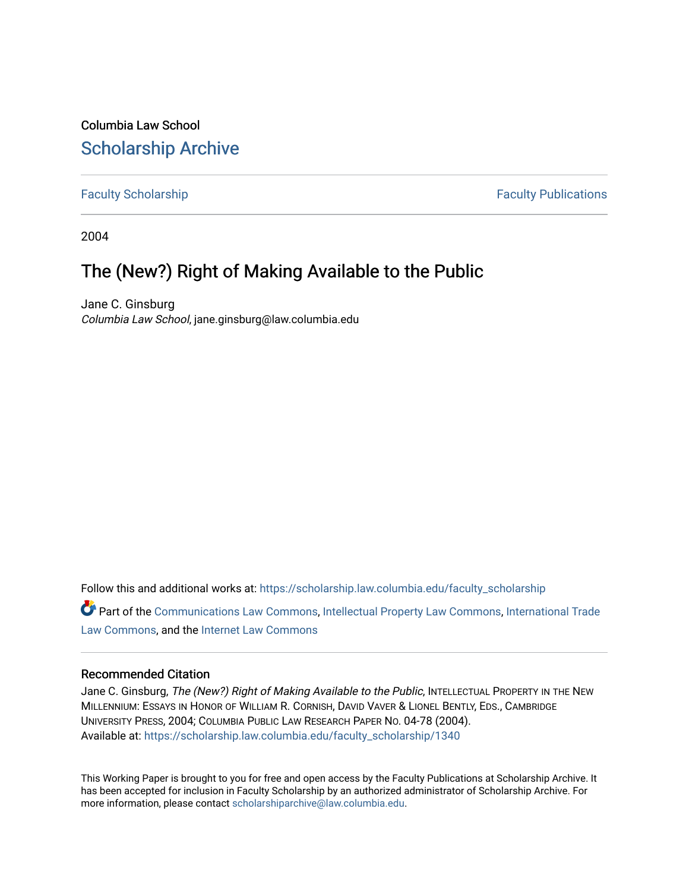Columbia Law School

## Scholarship Archive

Faculty Scholarship | Faculty Publications

2004

# The (New?) Right of Making Available to the Public

Jane C. Ginsburg

*Columbia Law School*, jane.ginsburg@law.columbia.edu

Follow this and additional works at: https://scholarship.law.columbia.edu/faculty_scholarship

Part of the Communications Law Commons, Intellectual Property Law Commons, International Trade Law Commons, and the Internet Law Commons

### Recommended Citation

Jane C. Ginsburg, *The (New?) Right of Making Available to the Public*, INTELLECTUAL PROPERTY IN THE NEW MILLENNIUM: ESSAYS IN HONOR OF WILLIAM R. CORNISH, DAVID VAVER & LIONEL BENTLY, EDS., CAMBRIDGE UNIVERSITY PRESS, 2004; COLUMBIA PUBLIC LAW RESEARCH PAPER NO. 04-78 (2004).
Available at: https://scholarship.law.columbia.edu/faculty_scholarship/1340

This Working Paper is brought to you for free and open access by the Faculty Publications at Scholarship Archive. It has been accepted for inclusion in Faculty Scholarship by an authorized administrator of Scholarship Archive. For more information, please contact scholarshiparchive@law.columbia.edu.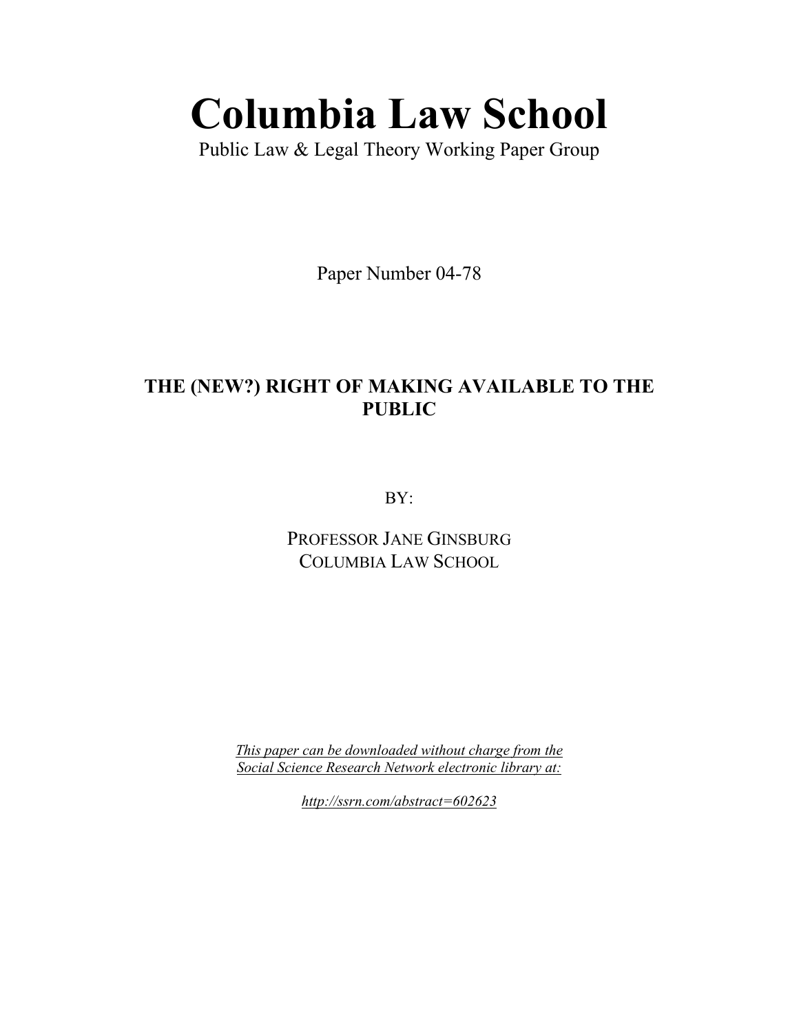# Columbia Law School

Public Law & Legal Theory Working Paper Group

Paper Number 04-78

## THE (NEW?) RIGHT OF MAKING AVAILABLE TO THE PUBLIC

BY:

PROFESSOR JANE GINSBURG
COLUMBIA LAW SCHOOL

*This paper can be downloaded without charge from the Social Science Research Network electronic library at:*

*http://ssrn.com/abstract=602623*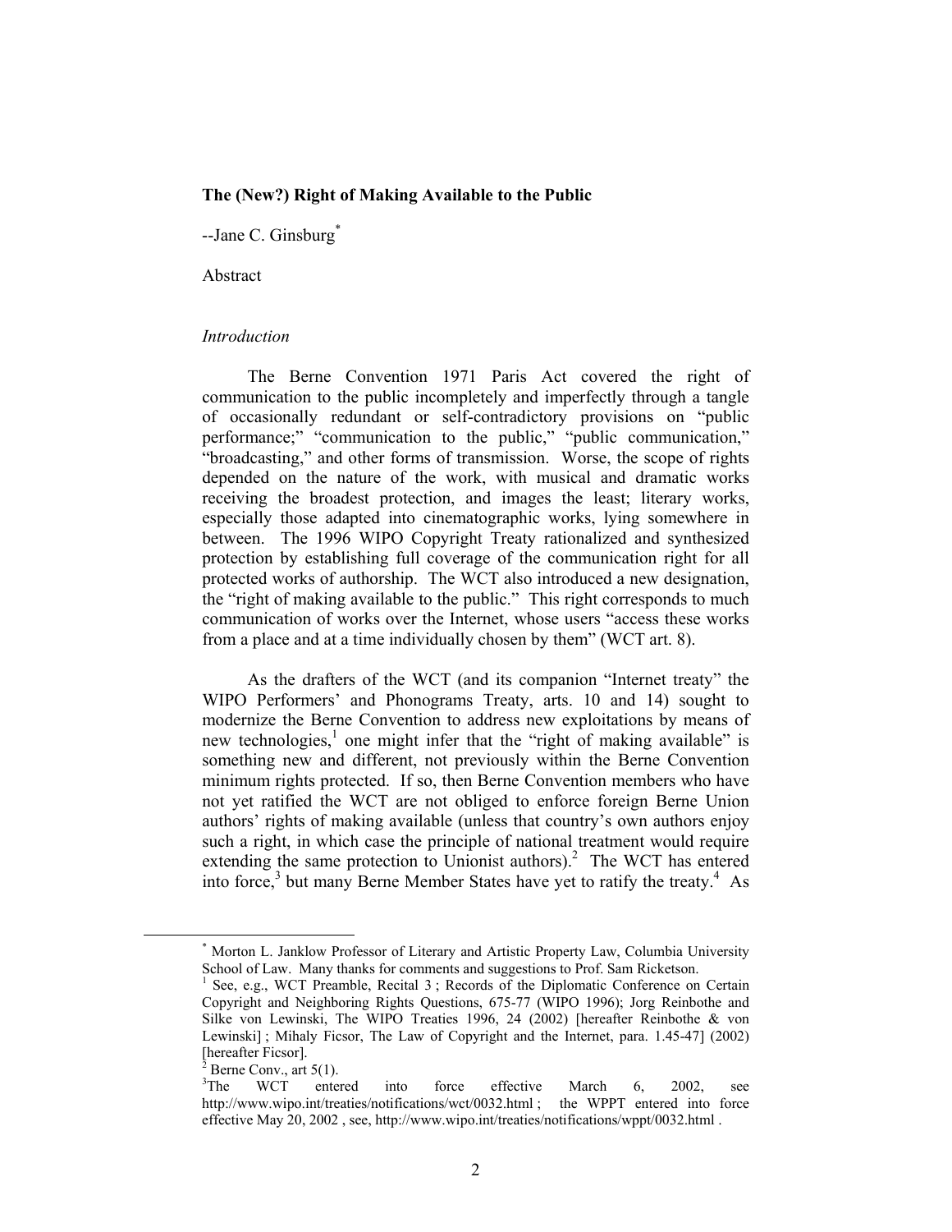**The (New?) Right of Making Available to the Public**

--Jane C. Ginsburg[*]

Abstract

*Introduction*

The Berne Convention 1971 Paris Act covered the right of communication to the public incompletely and imperfectly through a tangle of occasionally redundant or self-contradictory provisions on "public performance;" "communication to the public," "public communication," "broadcasting," and other forms of transmission. Worse, the scope of rights depended on the nature of the work, with musical and dramatic works receiving the broadest protection, and images the least; literary works, especially those adapted into cinematographic works, lying somewhere in between. The 1996 WIPO Copyright Treaty rationalized and synthesized protection by establishing full coverage of the communication right for all protected works of authorship. The WCT also introduced a new designation, the "right of making available to the public." This right corresponds to much communication of works over the Internet, whose users "access these works from a place and at a time individually chosen by them" (WCT art. 8).

As the drafters of the WCT (and its companion "Internet treaty" the WIPO Performers' and Phonograms Treaty, arts. 10 and 14) sought to modernize the Berne Convention to address new exploitations by means of new technologies,[1] one might infer that the "right of making available" is something new and different, not previously within the Berne Convention minimum rights protected. If so, then Berne Convention members who have not yet ratified the WCT are not obliged to enforce foreign Berne Union authors' rights of making available (unless that country's own authors enjoy such a right, in which case the principle of national treatment would require extending the same protection to Unionist authors).[2] The WCT has entered into force,[3] but many Berne Member States have yet to ratify the treaty.[4] As

---

[*] Morton L. Janklow Professor of Literary and Artistic Property Law, Columbia University School of Law. Many thanks for comments and suggestions to Prof. Sam Ricketson.

[1] See, e.g., WCT Preamble, Recital 3 ; Records of the Diplomatic Conference on Certain Copyright and Neighboring Rights Questions, 675-77 (WIPO 1996); Jorg Reinbothe and Silke von Lewinski, The WIPO Treaties 1996, 24 (2002) [hereafter Reinbothe & von Lewinski] ; Mihaly Ficsor, The Law of Copyright and the Internet, para. 1.45-47] (2002) [hereafter Ficsor].

[2] Berne Conv., art 5(1).

[3] The WCT entered into force effective March 6, 2002, see http://www.wipo.int/treaties/notifications/wct/0032.html ; the WPPT entered into force effective May 20, 2002 , see, http://www.wipo.int/treaties/notifications/wppt/0032.html .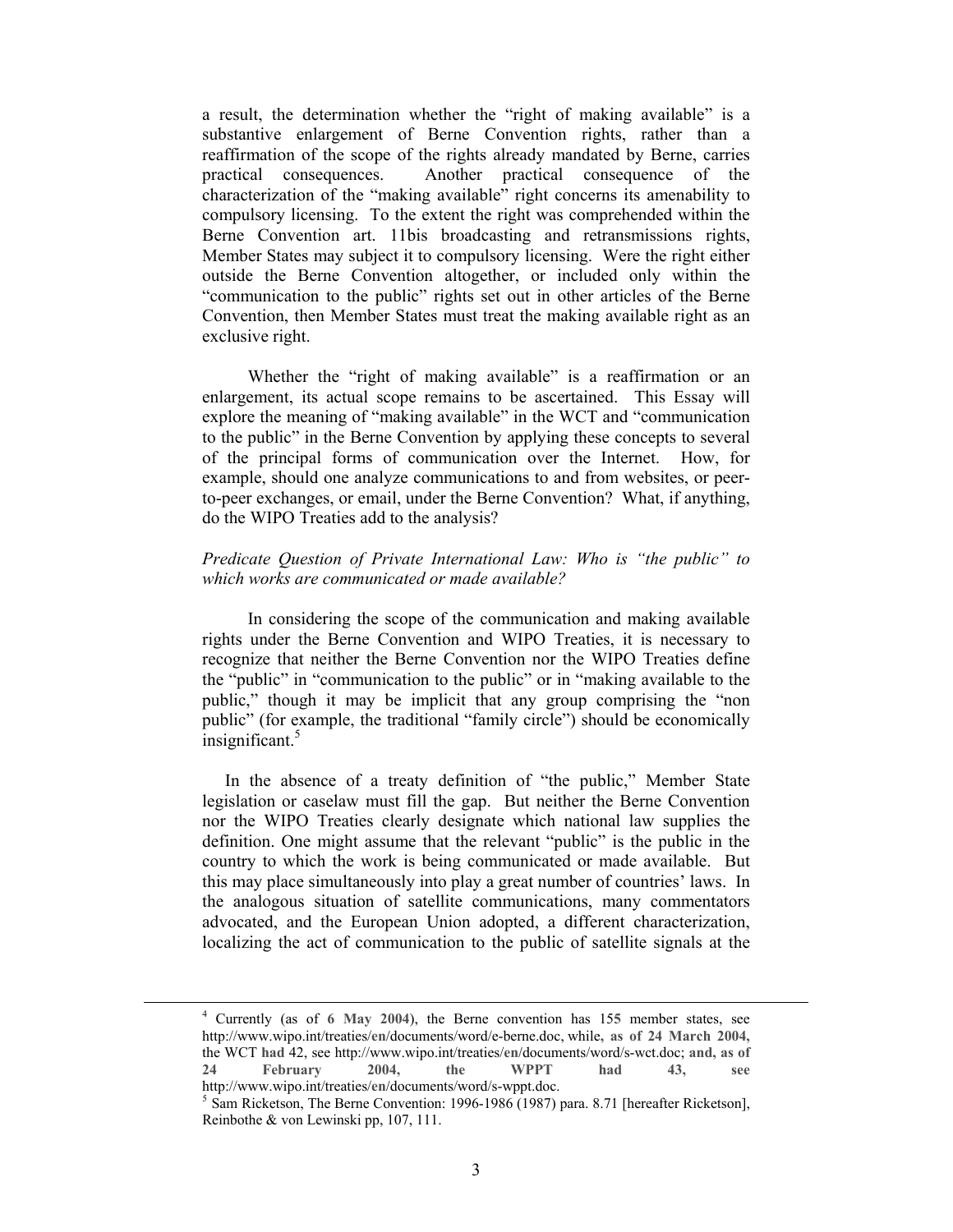a result, the determination whether the "right of making available" is a substantive enlargement of Berne Convention rights, rather than a reaffirmation of the scope of the rights already mandated by Berne, carries practical consequences. Another practical consequence of the characterization of the "making available" right concerns its amenability to compulsory licensing. To the extent the right was comprehended within the Berne Convention art. 11bis broadcasting and retransmissions rights, Member States may subject it to compulsory licensing. Were the right either outside the Berne Convention altogether, or included only within the "communication to the public" rights set out in other articles of the Berne Convention, then Member States must treat the making available right as an exclusive right.

Whether the "right of making available" is a reaffirmation or an enlargement, its actual scope remains to be ascertained. This Essay will explore the meaning of "making available" in the WCT and "communication to the public" in the Berne Convention by applying these concepts to several of the principal forms of communication over the Internet. How, for example, should one analyze communications to and from websites, or peer-to-peer exchanges, or email, under the Berne Convention? What, if anything, do the WIPO Treaties add to the analysis?

*Predicate Question of Private International Law: Who is "the public" to which works are communicated or made available?*

In considering the scope of the communication and making available rights under the Berne Convention and WIPO Treaties, it is necessary to recognize that neither the Berne Convention nor the WIPO Treaties define the "public" in "communication to the public" or in "making available to the public," though it may be implicit that any group comprising the "non public" (for example, the traditional "family circle") should be economically insignificant.[5]

In the absence of a treaty definition of "the public," Member State legislation or caselaw must fill the gap. But neither the Berne Convention nor the WIPO Treaties clearly designate which national law supplies the definition. One might assume that the relevant "public" is the public in the country to which the work is being communicated or made available. But this may place simultaneously into play a great number of countries' laws. In the analogous situation of satellite communications, many commentators advocated, and the European Union adopted, a different characterization, localizing the act of communication to the public of satellite signals at the

[4] Currently (as of **6 May 2004**), the Berne convention has 155 member states, see http://www.wipo.int/treaties/**en**/documents/word/e-berne.doc, while**, as of 24 March 2004,** the WCT **had** 42, see http://www.wipo.int/treaties/**en**/documents/word/s-wct.doc; **and, as of 24 February 2004, the WPPT had 43, see** http://www.wipo.int/treaties/**en**/documents/word/s-wppt.doc.

[5] Sam Ricketson, The Berne Convention: 1996-1986 (1987) para. 8.71 [hereafter Ricketson], Reinbothe & von Lewinski pp, 107, 111.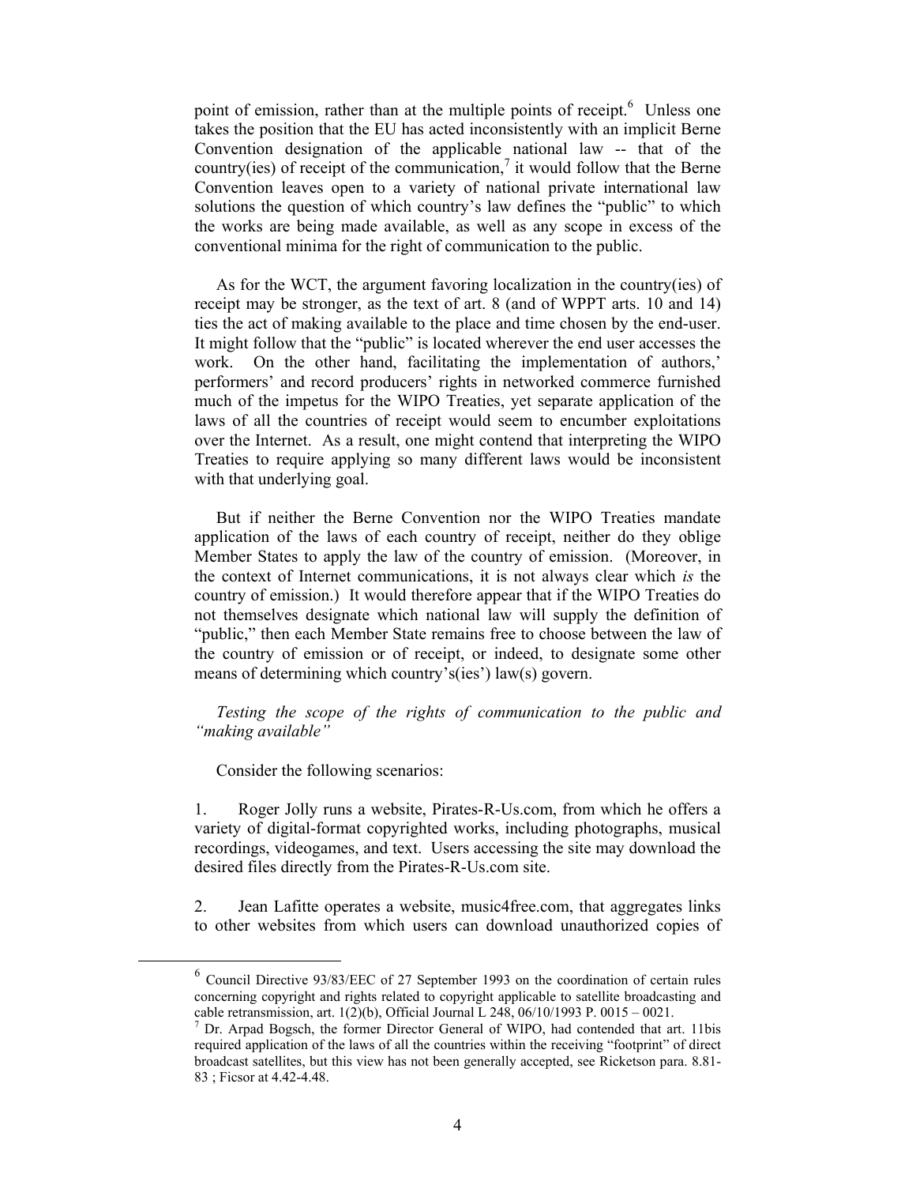point of emission, rather than at the multiple points of receipt.[6] Unless one takes the position that the EU has acted inconsistently with an implicit Berne Convention designation of the applicable national law -- that of the country(ies) of receipt of the communication,[7] it would follow that the Berne Convention leaves open to a variety of national private international law solutions the question of which country's law defines the "public" to which the works are being made available, as well as any scope in excess of the conventional minima for the right of communication to the public.

As for the WCT, the argument favoring localization in the country(ies) of receipt may be stronger, as the text of art. 8 (and of WPPT arts. 10 and 14) ties the act of making available to the place and time chosen by the end-user. It might follow that the "public" is located wherever the end user accesses the work. On the other hand, facilitating the implementation of authors,' performers' and record producers' rights in networked commerce furnished much of the impetus for the WIPO Treaties, yet separate application of the laws of all the countries of receipt would seem to encumber exploitations over the Internet. As a result, one might contend that interpreting the WIPO Treaties to require applying so many different laws would be inconsistent with that underlying goal.

But if neither the Berne Convention nor the WIPO Treaties mandate application of the laws of each country of receipt, neither do they oblige Member States to apply the law of the country of emission. (Moreover, in the context of Internet communications, it is not always clear which *is* the country of emission.) It would therefore appear that if the WIPO Treaties do not themselves designate which national law will supply the definition of "public," then each Member State remains free to choose between the law of the country of emission or of receipt, or indeed, to designate some other means of determining which country's(ies') law(s) govern.

*Testing the scope of the rights of communication to the public and "making available"*

Consider the following scenarios:

1. Roger Jolly runs a website, Pirates-R-Us.com, from which he offers a variety of digital-format copyrighted works, including photographs, musical recordings, videogames, and text. Users accessing the site may download the desired files directly from the Pirates-R-Us.com site.

2. Jean Lafitte operates a website, music4free.com, that aggregates links to other websites from which users can download unauthorized copies of

---

[6] Council Directive 93/83/EEC of 27 September 1993 on the coordination of certain rules concerning copyright and rights related to copyright applicable to satellite broadcasting and cable retransmission, art. 1(2)(b), Official Journal L 248, 06/10/1993 P. 0015 – 0021.

[7] Dr. Arpad Bogsch, the former Director General of WIPO, had contended that art. 11bis required application of the laws of all the countries within the receiving "footprint" of direct broadcast satellites, but this view has not been generally accepted, see Ricketson para. 8.81-83 ; Ficsor at 4.42-4.48.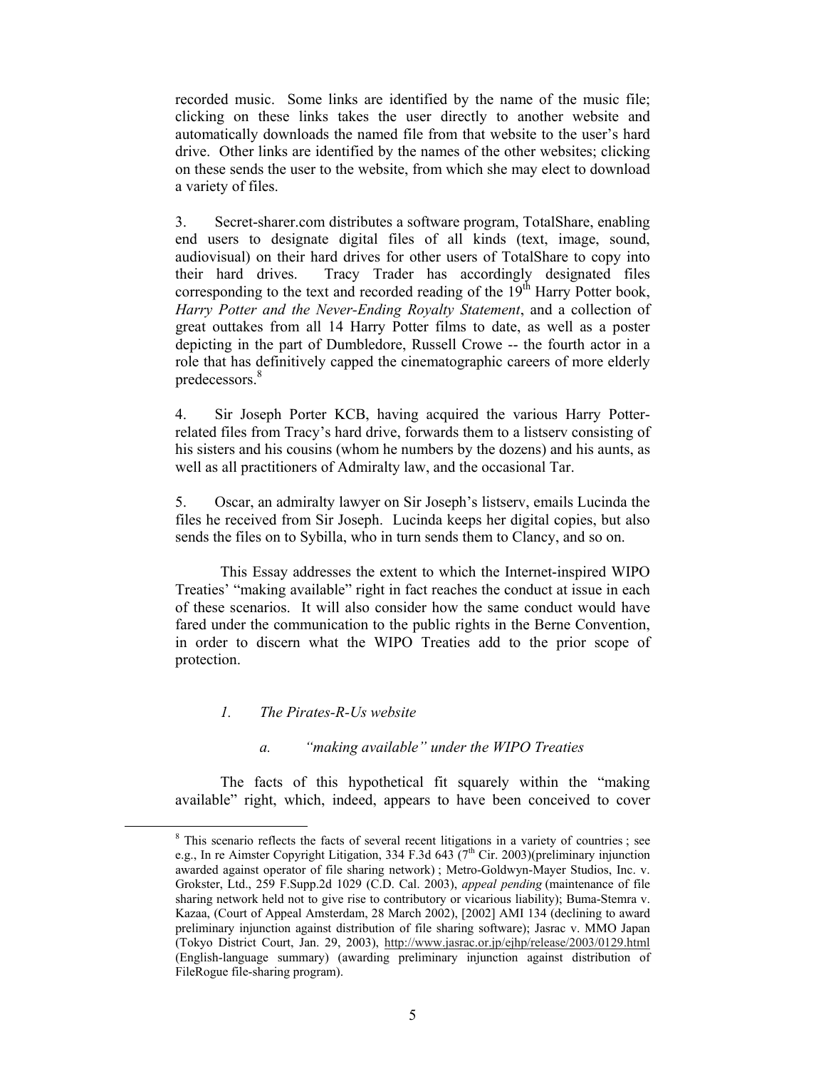recorded music. Some links are identified by the name of the music file; clicking on these links takes the user directly to another website and automatically downloads the named file from that website to the user's hard drive. Other links are identified by the names of the other websites; clicking on these sends the user to the website, from which she may elect to download a variety of files.

3. Secret-sharer.com distributes a software program, TotalShare, enabling end users to designate digital files of all kinds (text, image, sound, audiovisual) on their hard drives for other users of TotalShare to copy into their hard drives. Tracy Trader has accordingly designated files corresponding to the text and recorded reading of the 19th Harry Potter book, *Harry Potter and the Never-Ending Royalty Statement*, and a collection of great outtakes from all 14 Harry Potter films to date, as well as a poster depicting in the part of Dumbledore, Russell Crowe -- the fourth actor in a role that has definitively capped the cinematographic careers of more elderly predecessors.[8]

4. Sir Joseph Porter KCB, having acquired the various Harry Potter-related files from Tracy's hard drive, forwards them to a listserv consisting of his sisters and his cousins (whom he numbers by the dozens) and his aunts, as well as all practitioners of Admiralty law, and the occasional Tar.

5. Oscar, an admiralty lawyer on Sir Joseph's listserv, emails Lucinda the files he received from Sir Joseph. Lucinda keeps her digital copies, but also sends the files on to Sybilla, who in turn sends them to Clancy, and so on.

This Essay addresses the extent to which the Internet-inspired WIPO Treaties' "making available" right in fact reaches the conduct at issue in each of these scenarios. It will also consider how the same conduct would have fared under the communication to the public rights in the Berne Convention, in order to discern what the WIPO Treaties add to the prior scope of protection.

### *1. The Pirates-R-Us website*

#### *a. "making available" under the WIPO Treaties*

The facts of this hypothetical fit squarely within the "making available" right, which, indeed, appears to have been conceived to cover

---

[8] This scenario reflects the facts of several recent litigations in a variety of countries ; see e.g., In re Aimster Copyright Litigation, 334 F.3d 643 (7th Cir. 2003)(preliminary injunction awarded against operator of file sharing network) ; Metro-Goldwyn-Mayer Studios, Inc. v. Grokster, Ltd., 259 F.Supp.2d 1029 (C.D. Cal. 2003), *appeal pending* (maintenance of file sharing network held not to give rise to contributory or vicarious liability); Buma-Stemra v. Kazaa, (Court of Appeal Amsterdam, 28 March 2002), [2002] AMI 134 (declining to award preliminary injunction against distribution of file sharing software); Jasrac v. MMO Japan (Tokyo District Court, Jan. 29, 2003), http://www.jasrac.or.jp/ejhp/release/2003/0129.html (English-language summary) (awarding preliminary injunction against distribution of FileRogue file-sharing program).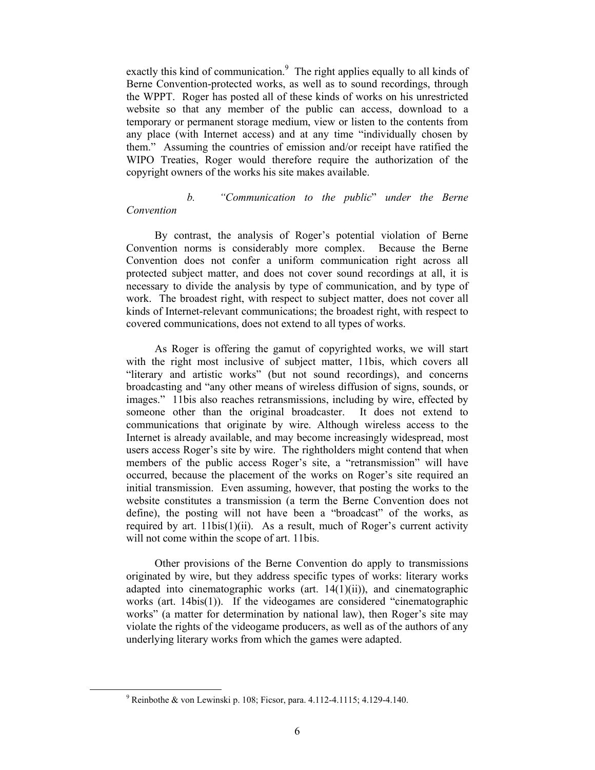exactly this kind of communication.[9] The right applies equally to all kinds of Berne Convention-protected works, as well as to sound recordings, through the WPPT. Roger has posted all of these kinds of works on his unrestricted website so that any member of the public can access, download to a temporary or permanent storage medium, view or listen to the contents from any place (with Internet access) and at any time "individually chosen by them." Assuming the countries of emission and/or receipt have ratified the WIPO Treaties, Roger would therefore require the authorization of the copyright owners of the works his site makes available.

*b. "Communication to the public" under the Berne Convention*

By contrast, the analysis of Roger's potential violation of Berne Convention norms is considerably more complex. Because the Berne Convention does not confer a uniform communication right across all protected subject matter, and does not cover sound recordings at all, it is necessary to divide the analysis by type of communication, and by type of work. The broadest right, with respect to subject matter, does not cover all kinds of Internet-relevant communications; the broadest right, with respect to covered communications, does not extend to all types of works.

As Roger is offering the gamut of copyrighted works, we will start with the right most inclusive of subject matter, 11bis, which covers all "literary and artistic works" (but not sound recordings), and concerns broadcasting and "any other means of wireless diffusion of signs, sounds, or images." 11bis also reaches retransmissions, including by wire, effected by someone other than the original broadcaster. It does not extend to communications that originate by wire. Although wireless access to the Internet is already available, and may become increasingly widespread, most users access Roger's site by wire. The rightholders might contend that when members of the public access Roger's site, a "retransmission" will have occurred, because the placement of the works on Roger's site required an initial transmission. Even assuming, however, that posting the works to the website constitutes a transmission (a term the Berne Convention does not define), the posting will not have been a "broadcast" of the works, as required by art. 11bis(1)(ii). As a result, much of Roger's current activity will not come within the scope of art. 11bis.

Other provisions of the Berne Convention do apply to transmissions originated by wire, but they address specific types of works: literary works adapted into cinematographic works (art. 14(1)(ii)), and cinematographic works (art. 14bis(1)). If the videogames are considered "cinematographic works" (a matter for determination by national law), then Roger's site may violate the rights of the videogame producers, as well as of the authors of any underlying literary works from which the games were adapted.

---

[9] Reinbothe & von Lewinski p. 108; Ficsor, para. 4.112-4.1115; 4.129-4.140.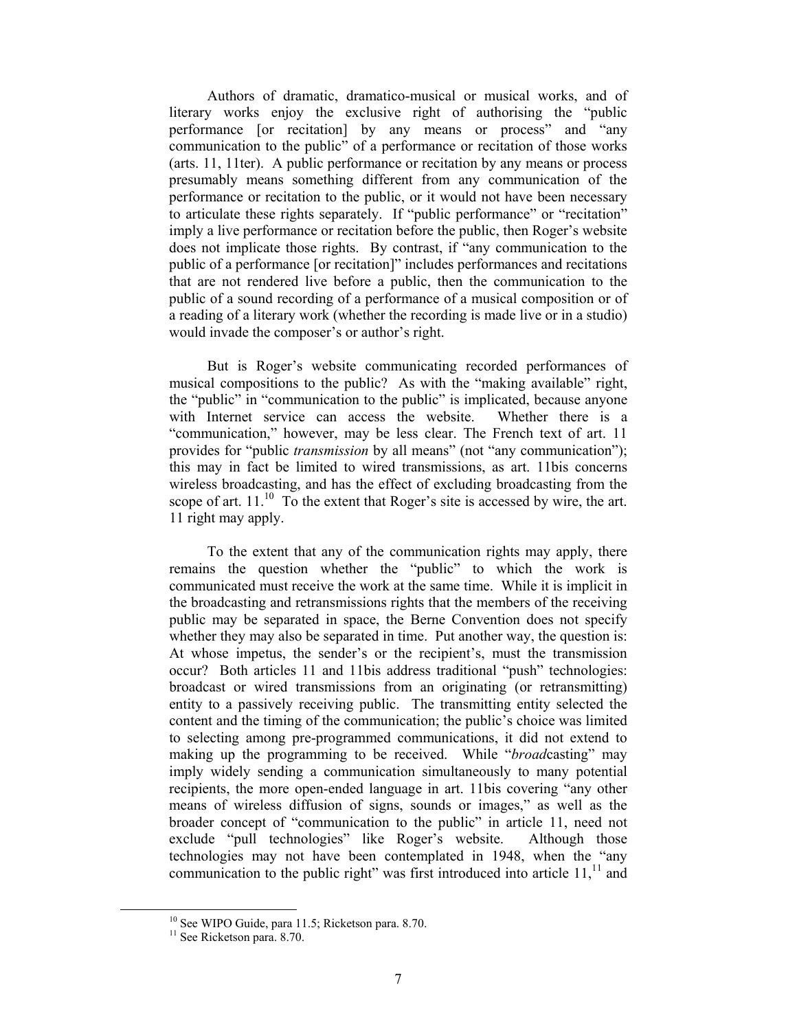Authors of dramatic, dramatico-musical or musical works, and of literary works enjoy the exclusive right of authorising the "public performance [or recitation] by any means or process" and "any communication to the public" of a performance or recitation of those works (arts. 11, 11ter). A public performance or recitation by any means or process presumably means something different from any communication of the performance or recitation to the public, or it would not have been necessary to articulate these rights separately. If "public performance" or "recitation" imply a live performance or recitation before the public, then Roger's website does not implicate those rights. By contrast, if "any communication to the public of a performance [or recitation]" includes performances and recitations that are not rendered live before a public, then the communication to the public of a sound recording of a performance of a musical composition or of a reading of a literary work (whether the recording is made live or in a studio) would invade the composer's or author's right.

But is Roger's website communicating recorded performances of musical compositions to the public? As with the "making available" right, the "public" in "communication to the public" is implicated, because anyone with Internet service can access the website. Whether there is a "communication," however, may be less clear. The French text of art. 11 provides for "public *transmission* by all means" (not "any communication"); this may in fact be limited to wired transmissions, as art. 11bis concerns wireless broadcasting, and has the effect of excluding broadcasting from the scope of art. 11.[10] To the extent that Roger's site is accessed by wire, the art. 11 right may apply.

To the extent that any of the communication rights may apply, there remains the question whether the "public" to which the work is communicated must receive the work at the same time. While it is implicit in the broadcasting and retransmissions rights that the members of the receiving public may be separated in space, the Berne Convention does not specify whether they may also be separated in time. Put another way, the question is: At whose impetus, the sender's or the recipient's, must the transmission occur? Both articles 11 and 11bis address traditional "push" technologies: broadcast or wired transmissions from an originating (or retransmitting) entity to a passively receiving public. The transmitting entity selected the content and the timing of the communication; the public's choice was limited to selecting among pre-programmed communications, it did not extend to making up the programming to be received. While "*broad*casting" may imply widely sending a communication simultaneously to many potential recipients, the more open-ended language in art. 11bis covering "any other means of wireless diffusion of signs, sounds or images," as well as the broader concept of "communication to the public" in article 11, need not exclude "pull technologies" like Roger's website. Although those technologies may not have been contemplated in 1948, when the "any communication to the public right" was first introduced into article 11,[11] and

[10] See WIPO Guide, para 11.5; Ricketson para. 8.70.

[11] See Ricketson para. 8.70.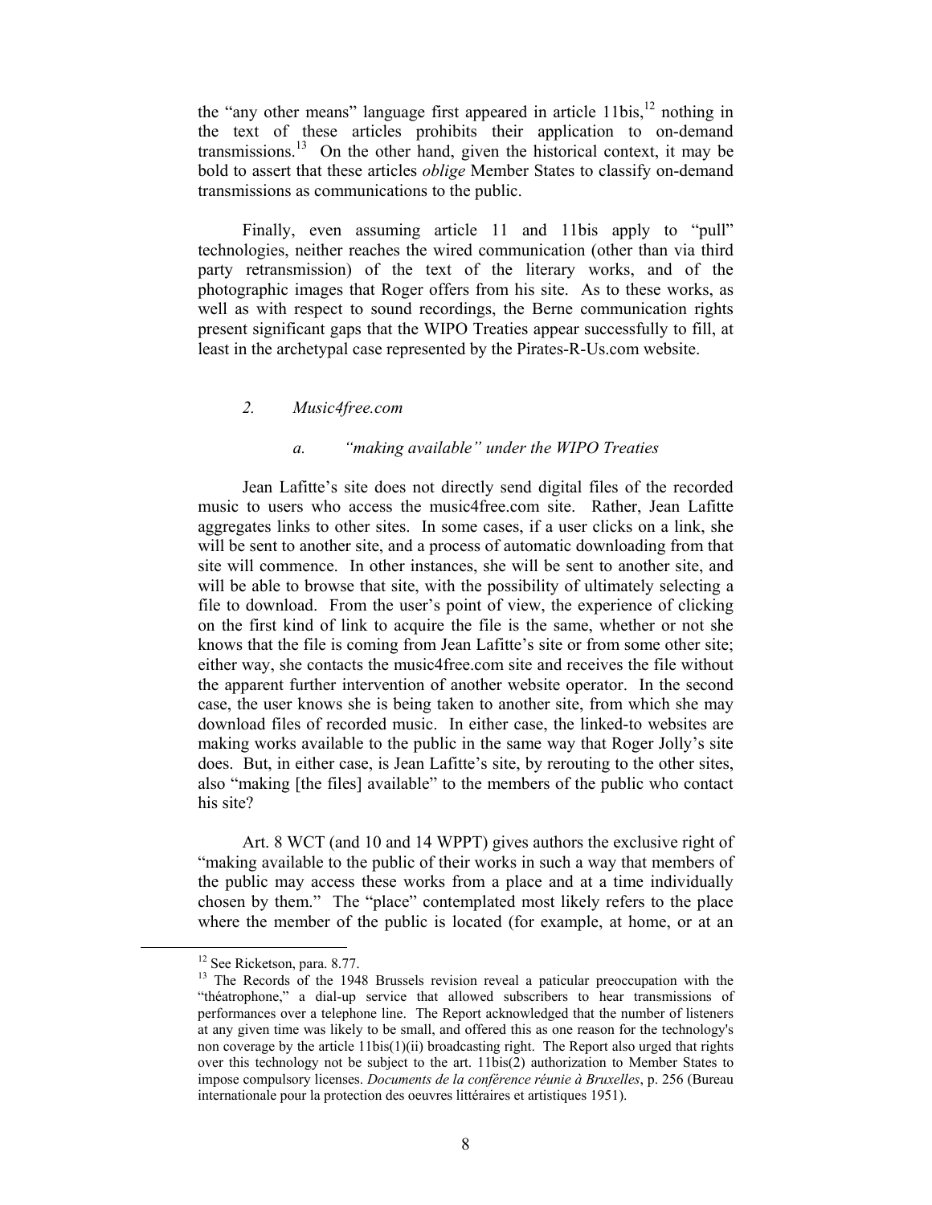the "any other means" language first appeared in article 11bis,[12] nothing in the text of these articles prohibits their application to on-demand transmissions.[13] On the other hand, given the historical context, it may be bold to assert that these articles *oblige* Member States to classify on-demand transmissions as communications to the public.

Finally, even assuming article 11 and 11bis apply to "pull" technologies, neither reaches the wired communication (other than via third party retransmission) of the text of the literary works, and of the photographic images that Roger offers from his site. As to these works, as well as with respect to sound recordings, the Berne communication rights present significant gaps that the WIPO Treaties appear successfully to fill, at least in the archetypal case represented by the Pirates-R-Us.com website.

### *2. Music4free.com*

#### *a. "making available" under the WIPO Treaties*

Jean Lafitte's site does not directly send digital files of the recorded music to users who access the music4free.com site. Rather, Jean Lafitte aggregates links to other sites. In some cases, if a user clicks on a link, she will be sent to another site, and a process of automatic downloading from that site will commence. In other instances, she will be sent to another site, and will be able to browse that site, with the possibility of ultimately selecting a file to download. From the user's point of view, the experience of clicking on the first kind of link to acquire the file is the same, whether or not she knows that the file is coming from Jean Lafitte's site or from some other site; either way, she contacts the music4free.com site and receives the file without the apparent further intervention of another website operator. In the second case, the user knows she is being taken to another site, from which she may download files of recorded music. In either case, the linked-to websites are making works available to the public in the same way that Roger Jolly's site does. But, in either case, is Jean Lafitte's site, by rerouting to the other sites, also "making [the files] available" to the members of the public who contact his site?

Art. 8 WCT (and 10 and 14 WPPT) gives authors the exclusive right of "making available to the public of their works in such a way that members of the public may access these works from a place and at a time individually chosen by them." The "place" contemplated most likely refers to the place where the member of the public is located (for example, at home, or at an

---

[12] See Ricketson, para. 8.77.

[13] The Records of the 1948 Brussels revision reveal a paticular preoccupation with the "théatrophone," a dial-up service that allowed subscribers to hear transmissions of performances over a telephone line. The Report acknowledged that the number of listeners at any given time was likely to be small, and offered this as one reason for the technology's non coverage by the article 11bis(1)(ii) broadcasting right. The Report also urged that rights over this technology not be subject to the art. 11bis(2) authorization to Member States to impose compulsory licenses. *Documents de la conférence réunie à Bruxelles*, p. 256 (Bureau internationale pour la protection des oeuvres littéraires et artistiques 1951).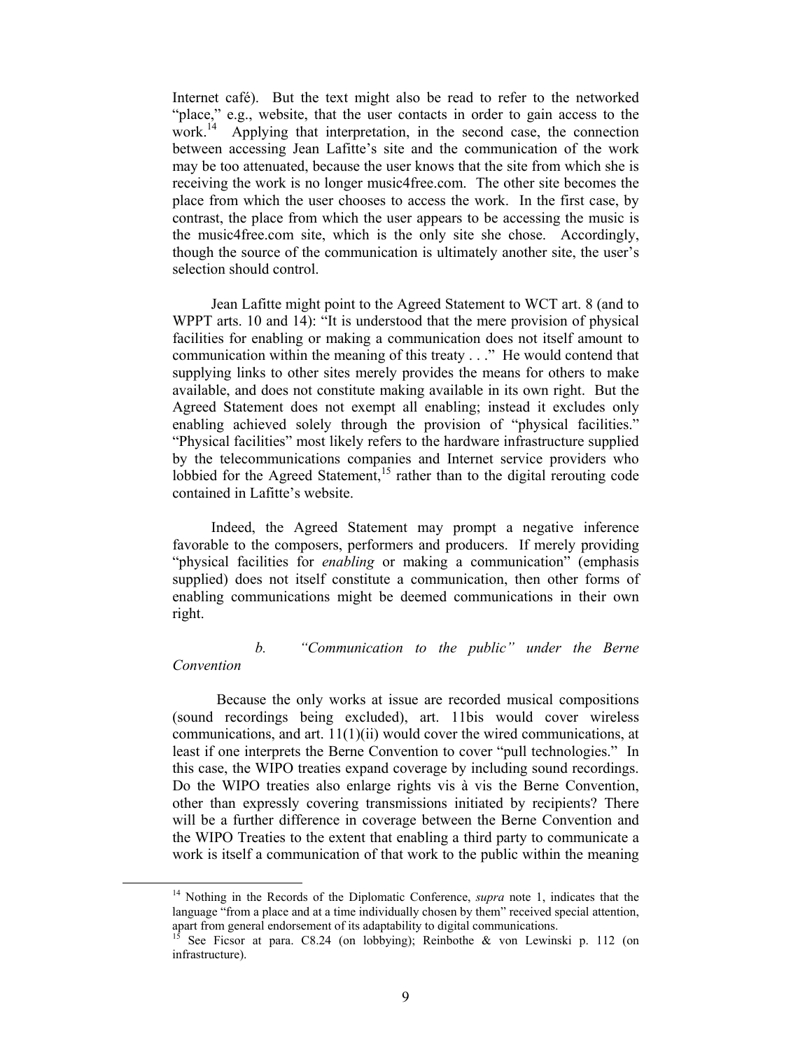Internet café). But the text might also be read to refer to the networked "place," e.g., website, that the user contacts in order to gain access to the work.[14] Applying that interpretation, in the second case, the connection between accessing Jean Lafitte's site and the communication of the work may be too attenuated, because the user knows that the site from which she is receiving the work is no longer music4free.com. The other site becomes the place from which the user chooses to access the work. In the first case, by contrast, the place from which the user appears to be accessing the music is the music4free.com site, which is the only site she chose. Accordingly, though the source of the communication is ultimately another site, the user's selection should control.

Jean Lafitte might point to the Agreed Statement to WCT art. 8 (and to WPPT arts. 10 and 14): "It is understood that the mere provision of physical facilities for enabling or making a communication does not itself amount to communication within the meaning of this treaty . . ." He would contend that supplying links to other sites merely provides the means for others to make available, and does not constitute making available in its own right. But the Agreed Statement does not exempt all enabling; instead it excludes only enabling achieved solely through the provision of "physical facilities." "Physical facilities" most likely refers to the hardware infrastructure supplied by the telecommunications companies and Internet service providers who lobbied for the Agreed Statement,[15] rather than to the digital rerouting code contained in Lafitte's website.

Indeed, the Agreed Statement may prompt a negative inference favorable to the composers, performers and producers. If merely providing "physical facilities for *enabling* or making a communication" (emphasis supplied) does not itself constitute a communication, then other forms of enabling communications might be deemed communications in their own right.

*b. "Communication to the public" under the Berne Convention*

Because the only works at issue are recorded musical compositions (sound recordings being excluded), art. 11bis would cover wireless communications, and art. 11(1)(ii) would cover the wired communications, at least if one interprets the Berne Convention to cover "pull technologies." In this case, the WIPO treaties expand coverage by including sound recordings. Do the WIPO treaties also enlarge rights vis à vis the Berne Convention, other than expressly covering transmissions initiated by recipients? There will be a further difference in coverage between the Berne Convention and the WIPO Treaties to the extent that enabling a third party to communicate a work is itself a communication of that work to the public within the meaning

[14] Nothing in the Records of the Diplomatic Conference, *supra* note 1, indicates that the language "from a place and at a time individually chosen by them" received special attention, apart from general endorsement of its adaptability to digital communications.

[15] See Ficsor at para. C8.24 (on lobbying); Reinbothe & von Lewinski p. 112 (on infrastructure).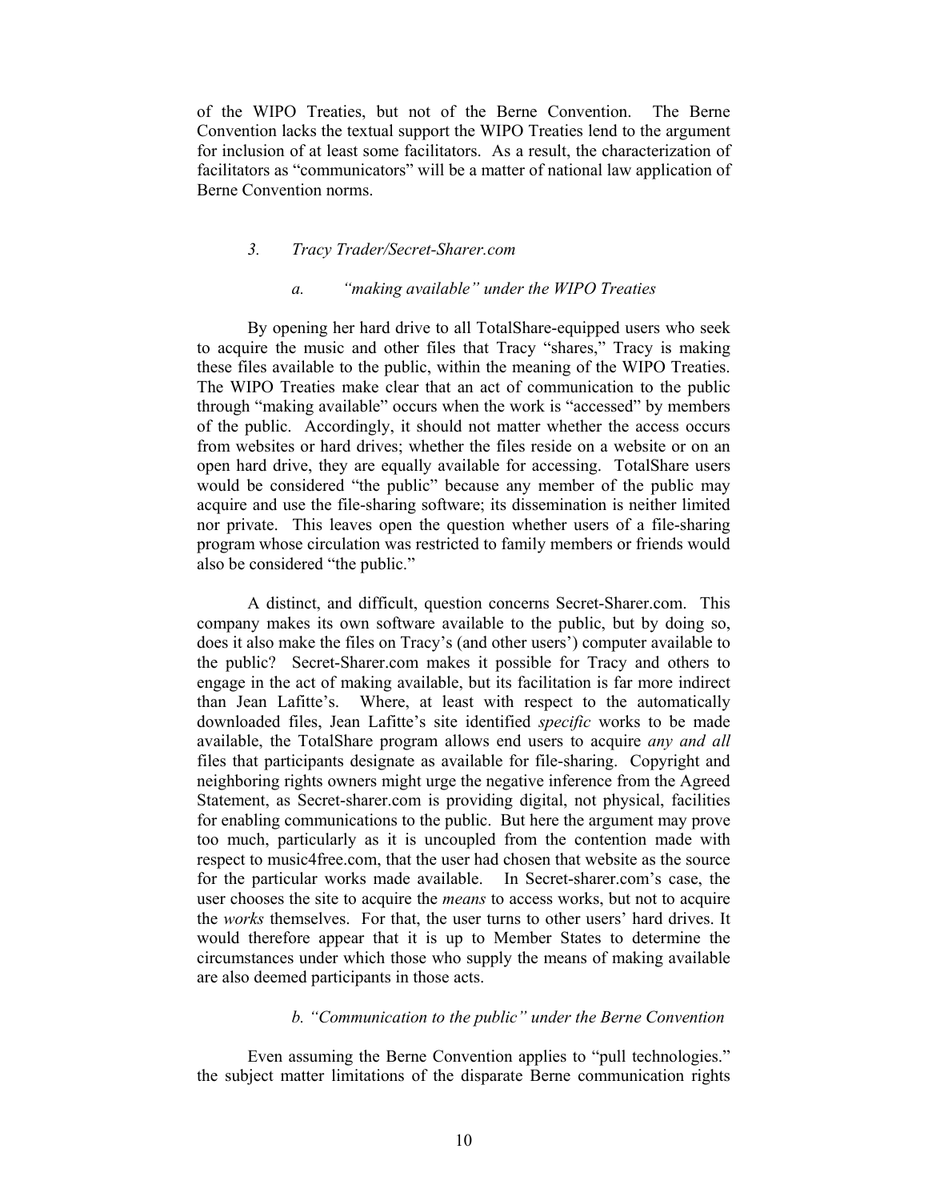of the WIPO Treaties, but not of the Berne Convention. The Berne Convention lacks the textual support the WIPO Treaties lend to the argument for inclusion of at least some facilitators. As a result, the characterization of facilitators as "communicators" will be a matter of national law application of Berne Convention norms.

### *3. Tracy Trader/Secret-Sharer.com*

#### *a. "making available" under the WIPO Treaties*

By opening her hard drive to all TotalShare-equipped users who seek to acquire the music and other files that Tracy "shares," Tracy is making these files available to the public, within the meaning of the WIPO Treaties. The WIPO Treaties make clear that an act of communication to the public through "making available" occurs when the work is "accessed" by members of the public. Accordingly, it should not matter whether the access occurs from websites or hard drives; whether the files reside on a website or on an open hard drive, they are equally available for accessing. TotalShare users would be considered "the public" because any member of the public may acquire and use the file-sharing software; its dissemination is neither limited nor private. This leaves open the question whether users of a file-sharing program whose circulation was restricted to family members or friends would also be considered "the public."

A distinct, and difficult, question concerns Secret-Sharer.com. This company makes its own software available to the public, but by doing so, does it also make the files on Tracy's (and other users') computer available to the public? Secret-Sharer.com makes it possible for Tracy and others to engage in the act of making available, but its facilitation is far more indirect than Jean Lafitte's. Where, at least with respect to the automatically downloaded files, Jean Lafitte's site identified *specific* works to be made available, the TotalShare program allows end users to acquire *any and all* files that participants designate as available for file-sharing. Copyright and neighboring rights owners might urge the negative inference from the Agreed Statement, as Secret-sharer.com is providing digital, not physical, facilities for enabling communications to the public. But here the argument may prove too much, particularly as it is uncoupled from the contention made with respect to music4free.com, that the user had chosen that website as the source for the particular works made available. In Secret-sharer.com's case, the user chooses the site to acquire the *means* to access works, but not to acquire the *works* themselves. For that, the user turns to other users' hard drives. It would therefore appear that it is up to Member States to determine the circumstances under which those who supply the means of making available are also deemed participants in those acts.

#### *b. "Communication to the public" under the Berne Convention*

Even assuming the Berne Convention applies to "pull technologies." the subject matter limitations of the disparate Berne communication rights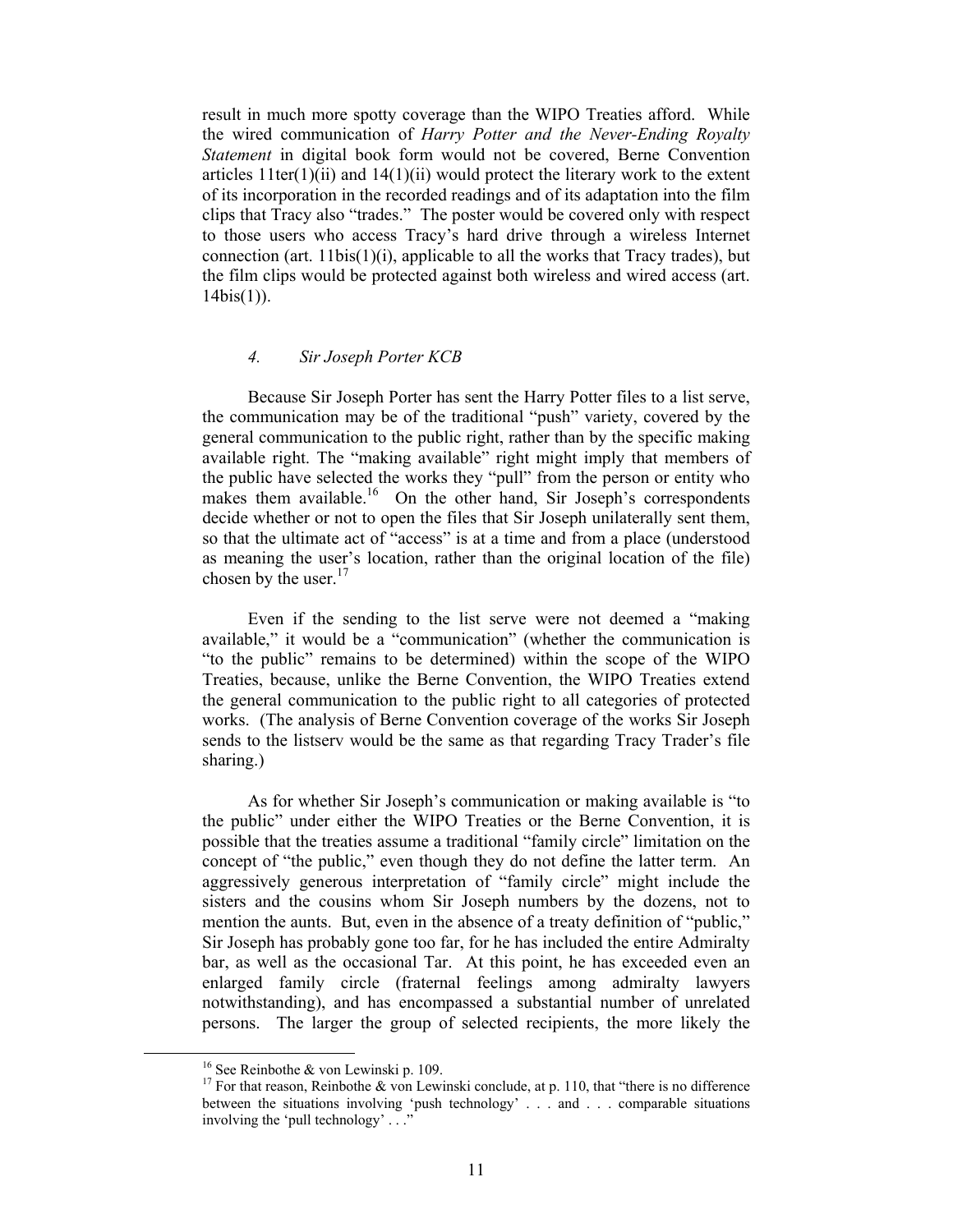result in much more spotty coverage than the WIPO Treaties afford. While the wired communication of *Harry Potter and the Never-Ending Royalty Statement* in digital book form would not be covered, Berne Convention articles 11ter(1)(ii) and 14(1)(ii) would protect the literary work to the extent of its incorporation in the recorded readings and of its adaptation into the film clips that Tracy also "trades." The poster would be covered only with respect to those users who access Tracy's hard drive through a wireless Internet connection (art. 11bis(1)(i), applicable to all the works that Tracy trades), but the film clips would be protected against both wireless and wired access (art. 14bis(1)).

#### *4. Sir Joseph Porter KCB*

Because Sir Joseph Porter has sent the Harry Potter files to a list serve, the communication may be of the traditional "push" variety, covered by the general communication to the public right, rather than by the specific making available right. The "making available" right might imply that members of the public have selected the works they "pull" from the person or entity who makes them available.[16] On the other hand, Sir Joseph's correspondents decide whether or not to open the files that Sir Joseph unilaterally sent them, so that the ultimate act of "access" is at a time and from a place (understood as meaning the user's location, rather than the original location of the file) chosen by the user.[17]

Even if the sending to the list serve were not deemed a "making available," it would be a "communication" (whether the communication is "to the public" remains to be determined) within the scope of the WIPO Treaties, because, unlike the Berne Convention, the WIPO Treaties extend the general communication to the public right to all categories of protected works. (The analysis of Berne Convention coverage of the works Sir Joseph sends to the listserv would be the same as that regarding Tracy Trader's file sharing.)

As for whether Sir Joseph's communication or making available is "to the public" under either the WIPO Treaties or the Berne Convention, it is possible that the treaties assume a traditional "family circle" limitation on the concept of "the public," even though they do not define the latter term. An aggressively generous interpretation of "family circle" might include the sisters and the cousins whom Sir Joseph numbers by the dozens, not to mention the aunts. But, even in the absence of a treaty definition of "public," Sir Joseph has probably gone too far, for he has included the entire Admiralty bar, as well as the occasional Tar. At this point, he has exceeded even an enlarged family circle (fraternal feelings among admiralty lawyers notwithstanding), and has encompassed a substantial number of unrelated persons. The larger the group of selected recipients, the more likely the

---

[16] See Reinbothe & von Lewinski p. 109.

[17] For that reason, Reinbothe & von Lewinski conclude, at p. 110, that "there is no difference between the situations involving 'push technology' . . . and . . . comparable situations involving the 'pull technology' . . ."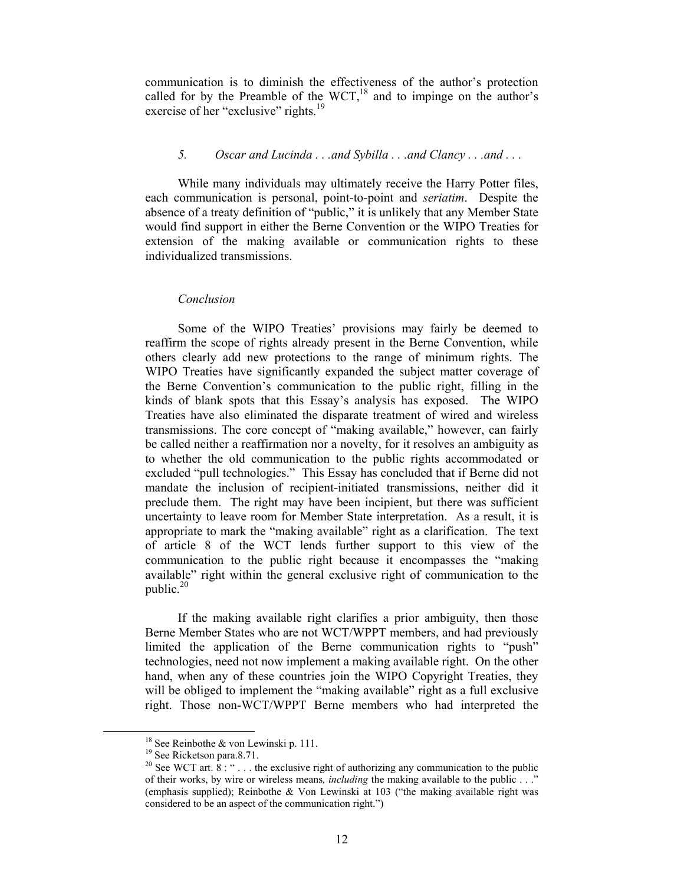communication is to diminish the effectiveness of the author's protection called for by the Preamble of the WCT,[18] and to impinge on the author's exercise of her "exclusive" rights.[19]

### *5. Oscar and Lucinda . . .and Sybilla . . .and Clancy . . .and . . .*

While many individuals may ultimately receive the Harry Potter files, each communication is personal, point-to-point and *seriatim*. Despite the absence of a treaty definition of "public," it is unlikely that any Member State would find support in either the Berne Convention or the WIPO Treaties for extension of the making available or communication rights to these individualized transmissions.

### *Conclusion*

Some of the WIPO Treaties' provisions may fairly be deemed to reaffirm the scope of rights already present in the Berne Convention, while others clearly add new protections to the range of minimum rights. The WIPO Treaties have significantly expanded the subject matter coverage of the Berne Convention's communication to the public right, filling in the kinds of blank spots that this Essay's analysis has exposed. The WIPO Treaties have also eliminated the disparate treatment of wired and wireless transmissions. The core concept of "making available," however, can fairly be called neither a reaffirmation nor a novelty, for it resolves an ambiguity as to whether the old communication to the public rights accommodated or excluded "pull technologies." This Essay has concluded that if Berne did not mandate the inclusion of recipient-initiated transmissions, neither did it preclude them. The right may have been incipient, but there was sufficient uncertainty to leave room for Member State interpretation. As a result, it is appropriate to mark the "making available" right as a clarification. The text of article 8 of the WCT lends further support to this view of the communication to the public right because it encompasses the "making available" right within the general exclusive right of communication to the public.[20]

If the making available right clarifies a prior ambiguity, then those Berne Member States who are not WCT/WPPT members, and had previously limited the application of the Berne communication rights to "push" technologies, need not now implement a making available right. On the other hand, when any of these countries join the WIPO Copyright Treaties, they will be obliged to implement the "making available" right as a full exclusive right. Those non-WCT/WPPT Berne members who had interpreted the

---

[18] See Reinbothe & von Lewinski p. 111.

[19] See Ricketson para.8.71.

[20] See WCT art. 8 : " . . . the exclusive right of authorizing any communication to the public of their works, by wire or wireless means, *including* the making available to the public . . ." (emphasis supplied); Reinbothe & Von Lewinski at 103 ("the making available right was considered to be an aspect of the communication right.")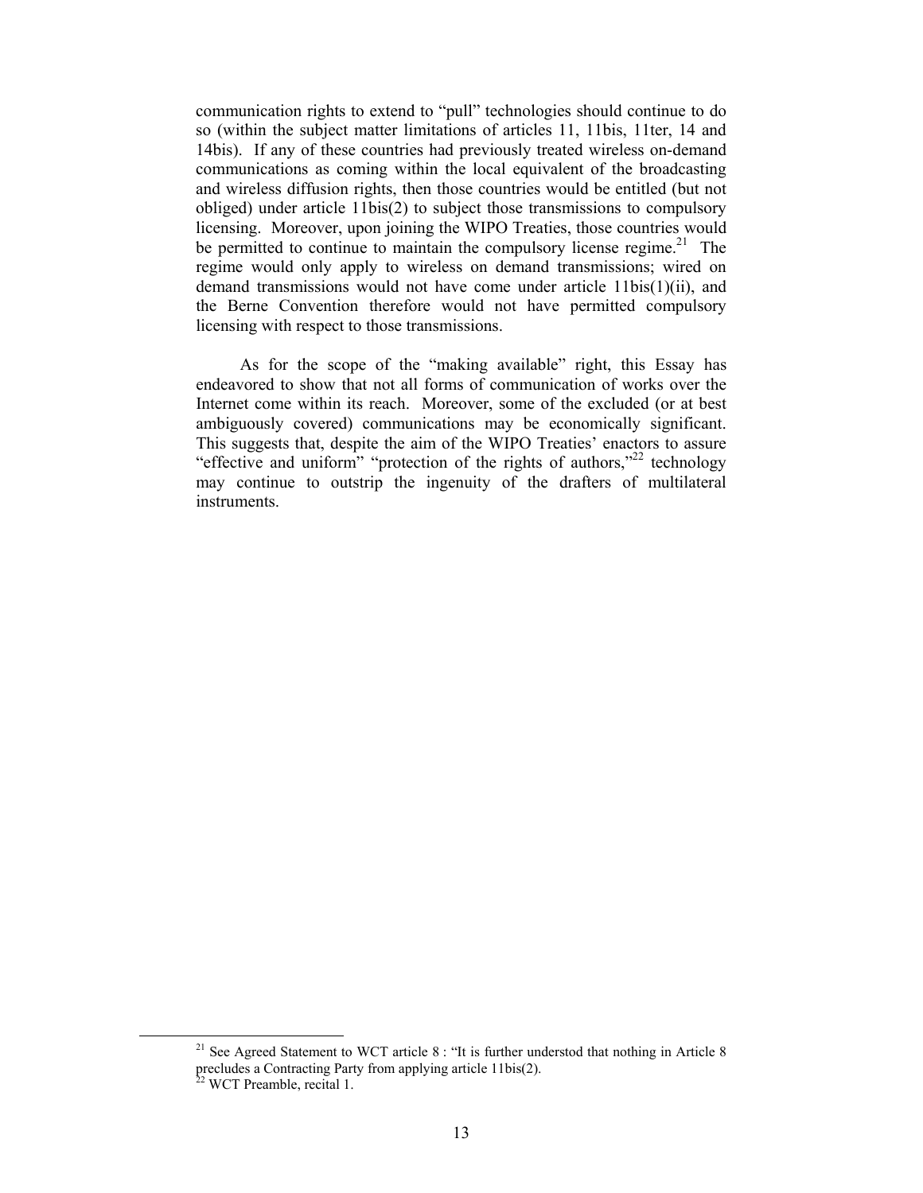communication rights to extend to "pull" technologies should continue to do so (within the subject matter limitations of articles 11, 11bis, 11ter, 14 and 14bis). If any of these countries had previously treated wireless on-demand communications as coming within the local equivalent of the broadcasting and wireless diffusion rights, then those countries would be entitled (but not obliged) under article 11bis(2) to subject those transmissions to compulsory licensing. Moreover, upon joining the WIPO Treaties, those countries would be permitted to continue to maintain the compulsory license regime.[21] The regime would only apply to wireless on demand transmissions; wired on demand transmissions would not have come under article 11bis(1)(ii), and the Berne Convention therefore would not have permitted compulsory licensing with respect to those transmissions.

As for the scope of the "making available" right, this Essay has endeavored to show that not all forms of communication of works over the Internet come within its reach. Moreover, some of the excluded (or at best ambiguously covered) communications may be economically significant. This suggests that, despite the aim of the WIPO Treaties' enactors to assure "effective and uniform" "protection of the rights of authors,"[22] technology may continue to outstrip the ingenuity of the drafters of multilateral instruments.

---

[21] See Agreed Statement to WCT article 8 : "It is further understod that nothing in Article 8 precludes a Contracting Party from applying article 11bis(2).

[22] WCT Preamble, recital 1.